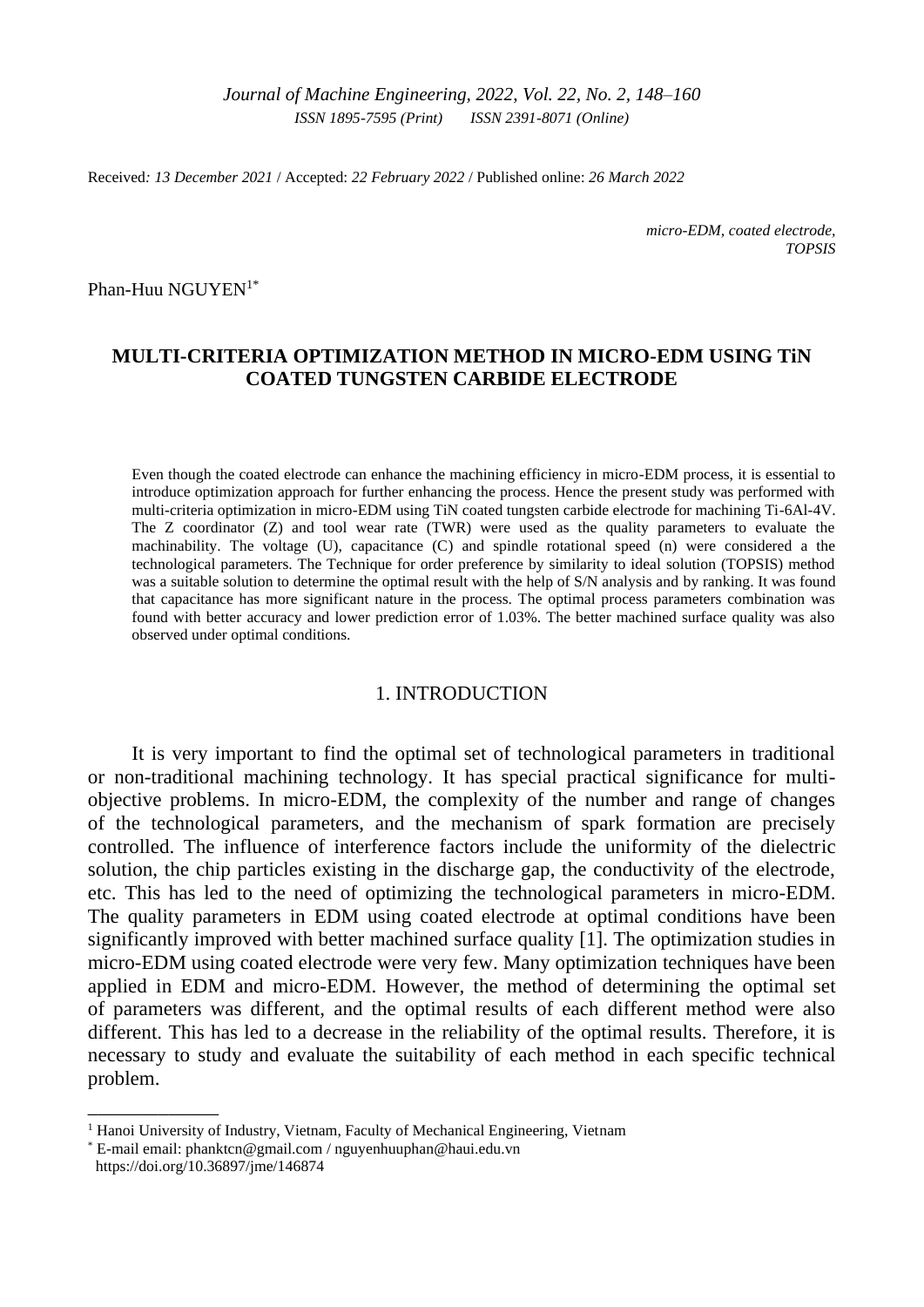Received: *13 December 2021* / Accepted: *22 February 2022* / Published online: *26 March 2022*

*micro-EDM, coated electrode, TOPSIS*

Phan-Huu NGUYEN[1*]

# MULTI-CRITERIA OPTIMIZATION METHOD IN MICRO-EDM USING TiN COATED TUNGSTEN CARBIDE ELECTRODE

Even though the coated electrode can enhance the machining efficiency in micro-EDM process, it is essential to introduce optimization approach for further enhancing the process. Hence the present study was performed with multi-criteria optimization in micro-EDM using TiN coated tungsten carbide electrode for machining Ti-6Al-4V. The Z coordinator (Z) and tool wear rate (TWR) were used as the quality parameters to evaluate the machinability. The voltage (U), capacitance (C) and spindle rotational speed (n) were considered a the technological parameters. The Technique for order preference by similarity to ideal solution (TOPSIS) method was a suitable solution to determine the optimal result with the help of S/N analysis and by ranking. It was found that capacitance has more significant nature in the process. The optimal process parameters combination was found with better accuracy and lower prediction error of 1.03%. The better machined surface quality was also observed under optimal conditions.

## 1. INTRODUCTION

It is very important to find the optimal set of technological parameters in traditional or non-traditional machining technology. It has special practical significance for multi-objective problems. In micro-EDM, the complexity of the number and range of changes of the technological parameters, and the mechanism of spark formation are precisely controlled. The influence of interference factors include the uniformity of the dielectric solution, the chip particles existing in the discharge gap, the conductivity of the electrode, etc. This has led to the need of optimizing the technological parameters in micro-EDM. The quality parameters in EDM using coated electrode at optimal conditions have been significantly improved with better machined surface quality [1]. The optimization studies in micro-EDM using coated electrode were very few. Many optimization techniques have been applied in EDM and micro-EDM. However, the method of determining the optimal set of parameters was different, and the optimal results of each different method were also different. This has led to a decrease in the reliability of the optimal results. Therefore, it is necessary to study and evaluate the suitability of each method in each specific technical problem.

---

[1] Hanoi University of Industry, Vietnam, Faculty of Mechanical Engineering, Vietnam

[*] E-mail email: phanktcn@gmail.com / nguyenhuuphan@haui.edu.vn

https://doi.org/10.36897/jme/146874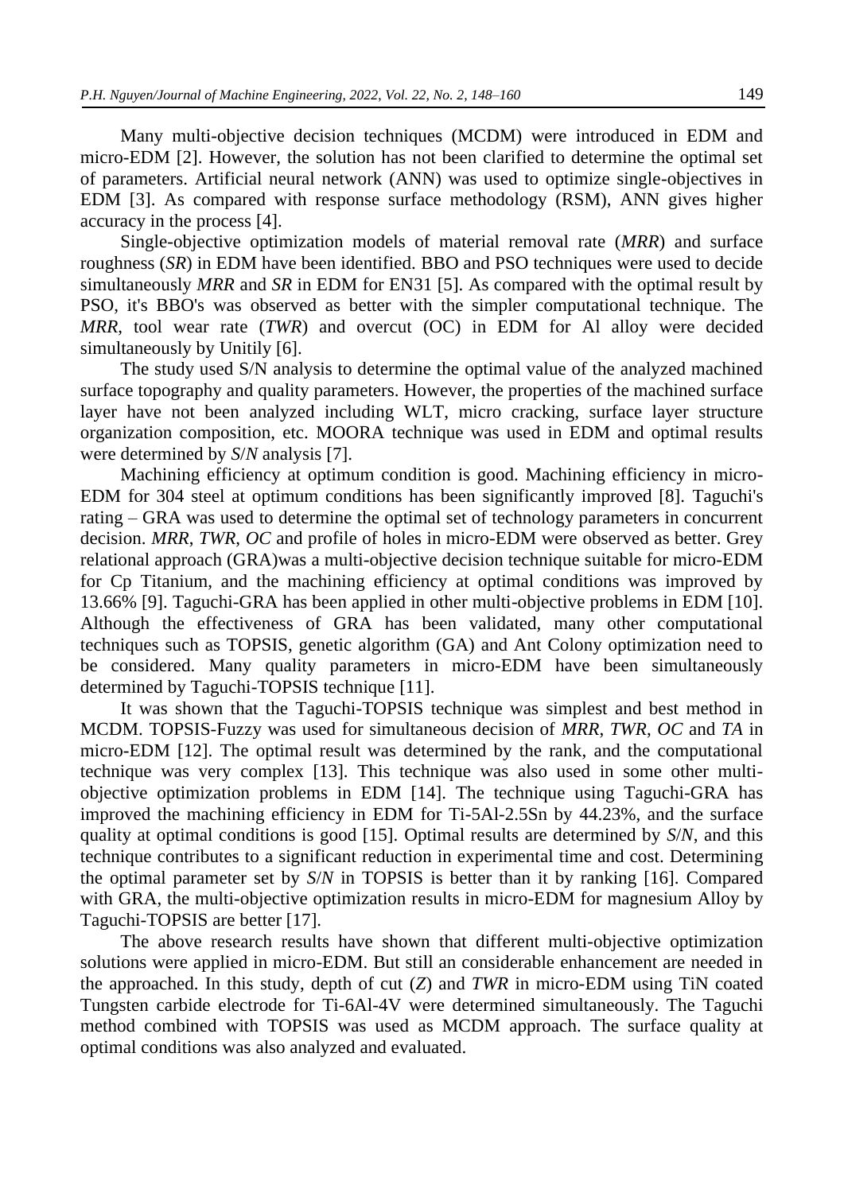Many multi-objective decision techniques (MCDM) were introduced in EDM and micro-EDM [2]. However, the solution has not been clarified to determine the optimal set of parameters. Artificial neural network (ANN) was used to optimize single-objectives in EDM [3]. As compared with response surface methodology (RSM), ANN gives higher accuracy in the process [4].

Single-objective optimization models of material removal rate (*MRR*) and surface roughness (*SR*) in EDM have been identified. BBO and PSO techniques were used to decide simultaneously *MRR* and *SR* in EDM for EN31 [5]. As compared with the optimal result by PSO, it's BBO's was observed as better with the simpler computational technique. The *MRR*, tool wear rate (*TWR*) and overcut (OC) in EDM for Al alloy were decided simultaneously by Unitily [6].

The study used S/N analysis to determine the optimal value of the analyzed machined surface topography and quality parameters. However, the properties of the machined surface layer have not been analyzed including WLT, micro cracking, surface layer structure organization composition, etc. MOORA technique was used in EDM and optimal results were determined by *S*/*N* analysis [7].

Machining efficiency at optimum condition is good. Machining efficiency in micro-EDM for 304 steel at optimum conditions has been significantly improved [8]. Taguchi's rating – GRA was used to determine the optimal set of technology parameters in concurrent decision. *MRR*, *TWR*, *OC* and profile of holes in micro-EDM were observed as better. Grey relational approach (GRA)was a multi-objective decision technique suitable for micro-EDM for Cp Titanium, and the machining efficiency at optimal conditions was improved by 13.66% [9]. Taguchi-GRA has been applied in other multi-objective problems in EDM [10]. Although the effectiveness of GRA has been validated, many other computational techniques such as TOPSIS, genetic algorithm (GA) and Ant Colony optimization need to be considered. Many quality parameters in micro-EDM have been simultaneously determined by Taguchi-TOPSIS technique [11].

It was shown that the Taguchi-TOPSIS technique was simplest and best method in MCDM. TOPSIS-Fuzzy was used for simultaneous decision of *MRR*, *TWR*, *OC* and *TA* in micro-EDM [12]. The optimal result was determined by the rank, and the computational technique was very complex [13]. This technique was also used in some other multi-objective optimization problems in EDM [14]. The technique using Taguchi-GRA has improved the machining efficiency in EDM for Ti-5Al-2.5Sn by 44.23%, and the surface quality at optimal conditions is good [15]. Optimal results are determined by *S*/*N*, and this technique contributes to a significant reduction in experimental time and cost. Determining the optimal parameter set by *S*/*N* in TOPSIS is better than it by ranking [16]. Compared with GRA, the multi-objective optimization results in micro-EDM for magnesium Alloy by Taguchi-TOPSIS are better [17].

The above research results have shown that different multi-objective optimization solutions were applied in micro-EDM. But still an considerable enhancement are needed in the approached. In this study, depth of cut (*Z*) and *TWR* in micro-EDM using TiN coated Tungsten carbide electrode for Ti-6Al-4V were determined simultaneously. The Taguchi method combined with TOPSIS was used as MCDM approach. The surface quality at optimal conditions was also analyzed and evaluated.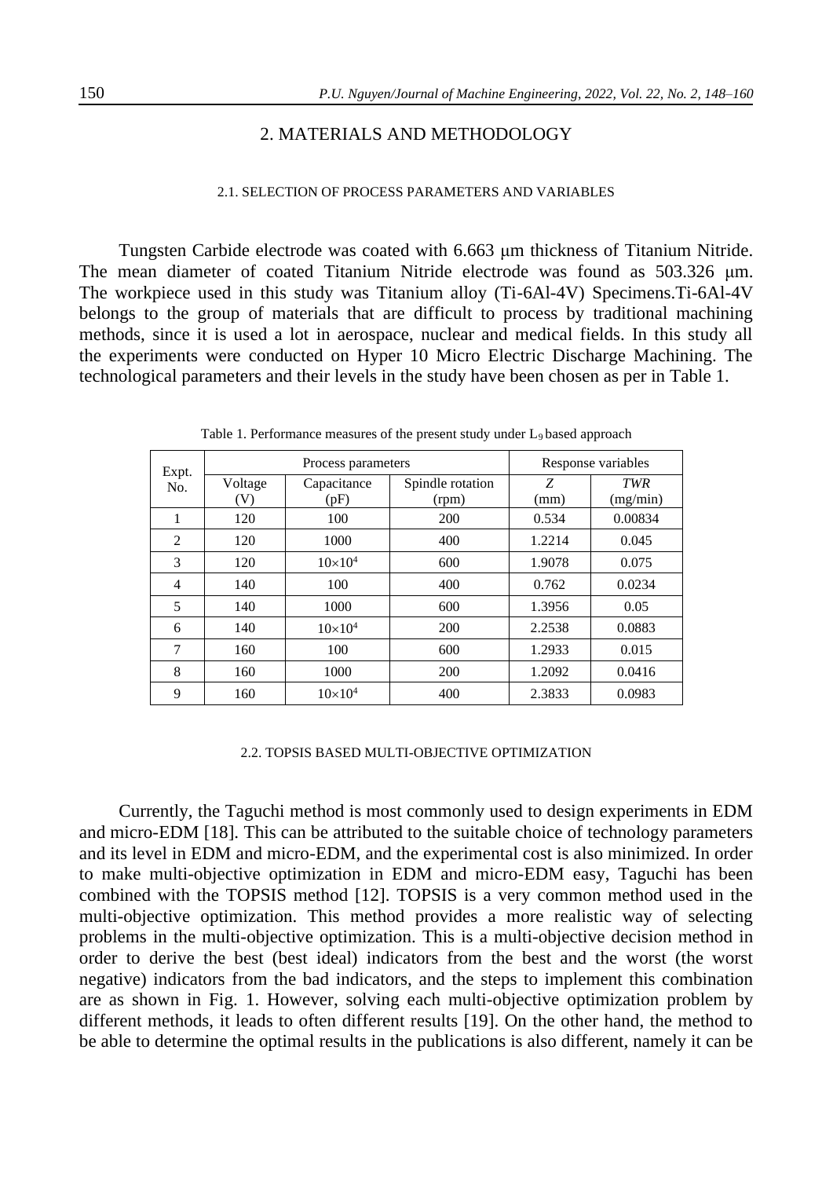## 2. MATERIALS AND METHODOLOGY

### 2.1. SELECTION OF PROCESS PARAMETERS AND VARIABLES

Tungsten Carbide electrode was coated with 6.663 μm thickness of Titanium Nitride. The mean diameter of coated Titanium Nitride electrode was found as 503.326 μm. The workpiece used in this study was Titanium alloy (Ti-6Al-4V) Specimens.Ti-6Al-4V belongs to the group of materials that are difficult to process by traditional machining methods, since it is used a lot in aerospace, nuclear and medical fields. In this study all the experiments were conducted on Hyper 10 Micro Electric Discharge Machining. The technological parameters and their levels in the study have been chosen as per in Table 1.

Table 1. Performance measures of the present study under $L_9$ based approach

| Expt. No. | Process parameters | | | Response variables | |
|---|---|---|---|---|---|
| | Voltage (V) | Capacitance (pF) | Spindle rotation (rpm) | *Z* (mm) | *TWR* (mg/min) |
| 1 | 120 | 100 | 200 | 0.534 | 0.00834 |
| 2 | 120 | 1000 | 400 | 1.2214 | 0.045 |
| 3 | 120 | $10\times10^4$ | 600 | 1.9078 | 0.075 |
| 4 | 140 | 100 | 400 | 0.762 | 0.0234 |
| 5 | 140 | 1000 | 600 | 1.3956 | 0.05 |
| 6 | 140 | $10\times10^4$ | 200 | 2.2538 | 0.0883 |
| 7 | 160 | 100 | 600 | 1.2933 | 0.015 |
| 8 | 160 | 1000 | 200 | 1.2092 | 0.0416 |
| 9 | 160 | $10\times10^4$ | 400 | 2.3833 | 0.0983 |

### 2.2. TOPSIS BASED MULTI-OBJECTIVE OPTIMIZATION

Currently, the Taguchi method is most commonly used to design experiments in EDM and micro-EDM [18]. This can be attributed to the suitable choice of technology parameters and its level in EDM and micro-EDM, and the experimental cost is also minimized. In order to make multi-objective optimization in EDM and micro-EDM easy, Taguchi has been combined with the TOPSIS method [12]. TOPSIS is a very common method used in the multi-objective optimization. This method provides a more realistic way of selecting problems in the multi-objective optimization. This is a multi-objective decision method in order to derive the best (best ideal) indicators from the best and the worst (the worst negative) indicators from the bad indicators, and the steps to implement this combination are as shown in Fig. 1. However, solving each multi-objective optimization problem by different methods, it leads to often different results [19]. On the other hand, the method to be able to determine the optimal results in the publications is also different, namely it can be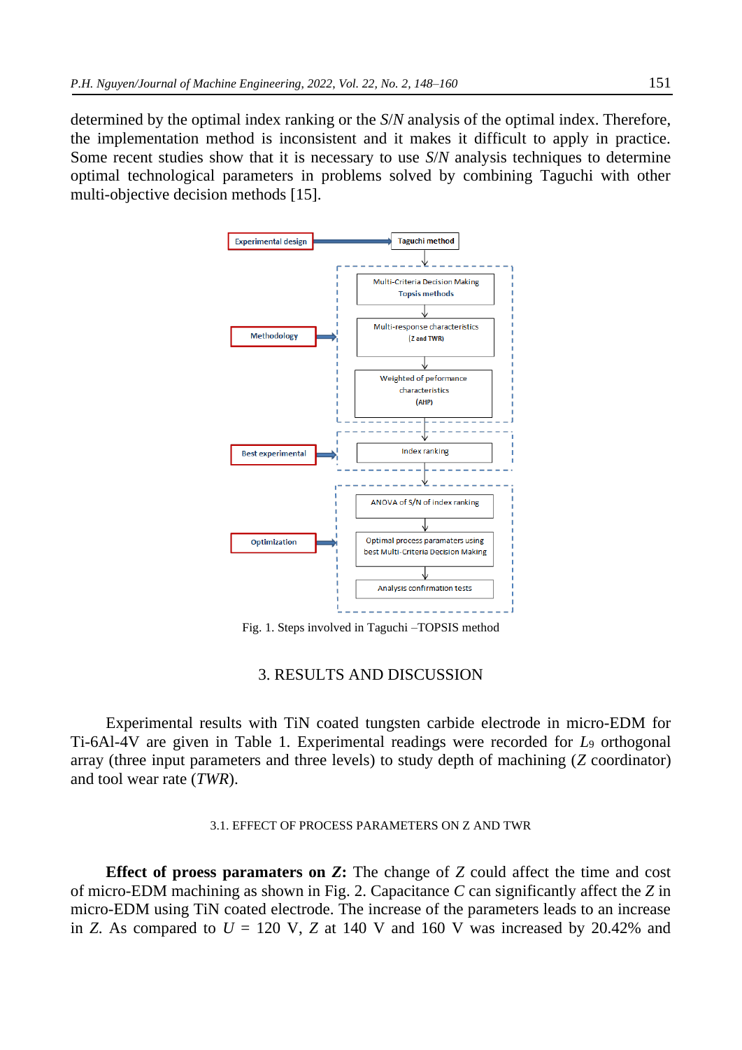determined by the optimal index ranking or the *S*/*N* analysis of the optimal index. Therefore, the implementation method is inconsistent and it makes it difficult to apply in practice. Some recent studies show that it is necessary to use *S*/*N* analysis techniques to determine optimal technological parameters in problems solved by combining Taguchi with other multi-objective decision methods [15].

Experimental design → Taguchi method

Methodology:
- Multi-Criteria Decision Making Topsis methods
- Multi-response characteristics (Z and TWR)
- Weighted of peformance characteristics (AHP)

Best experimental:
- Index ranking

Optimization:
- ANOVA of S/N of index ranking
- Optimal process paramaters using best Multi-Criteria Decision Making
- Analysis confirmation tests

Fig. 1. Steps involved in Taguchi –TOPSIS method

## 3. RESULTS AND DISCUSSION

Experimental results with TiN coated tungsten carbide electrode in micro-EDM for Ti-6Al-4V are given in Table 1. Experimental readings were recorded for $L_9$ orthogonal array (three input parameters and three levels) to study depth of machining (*Z* coordinator) and tool wear rate (*TWR*).

### 3.1. EFFECT OF PROCESS PARAMETERS ON Z AND TWR

**Effect of proess paramaters on *Z*:** The change of *Z* could affect the time and cost of micro-EDM machining as shown in Fig. 2. Capacitance *C* can significantly affect the *Z* in micro-EDM using TiN coated electrode. The increase of the parameters leads to an increase in *Z*. As compared to $U$ = 120 V, *Z* at 140 V and 160 V was increased by 20.42% and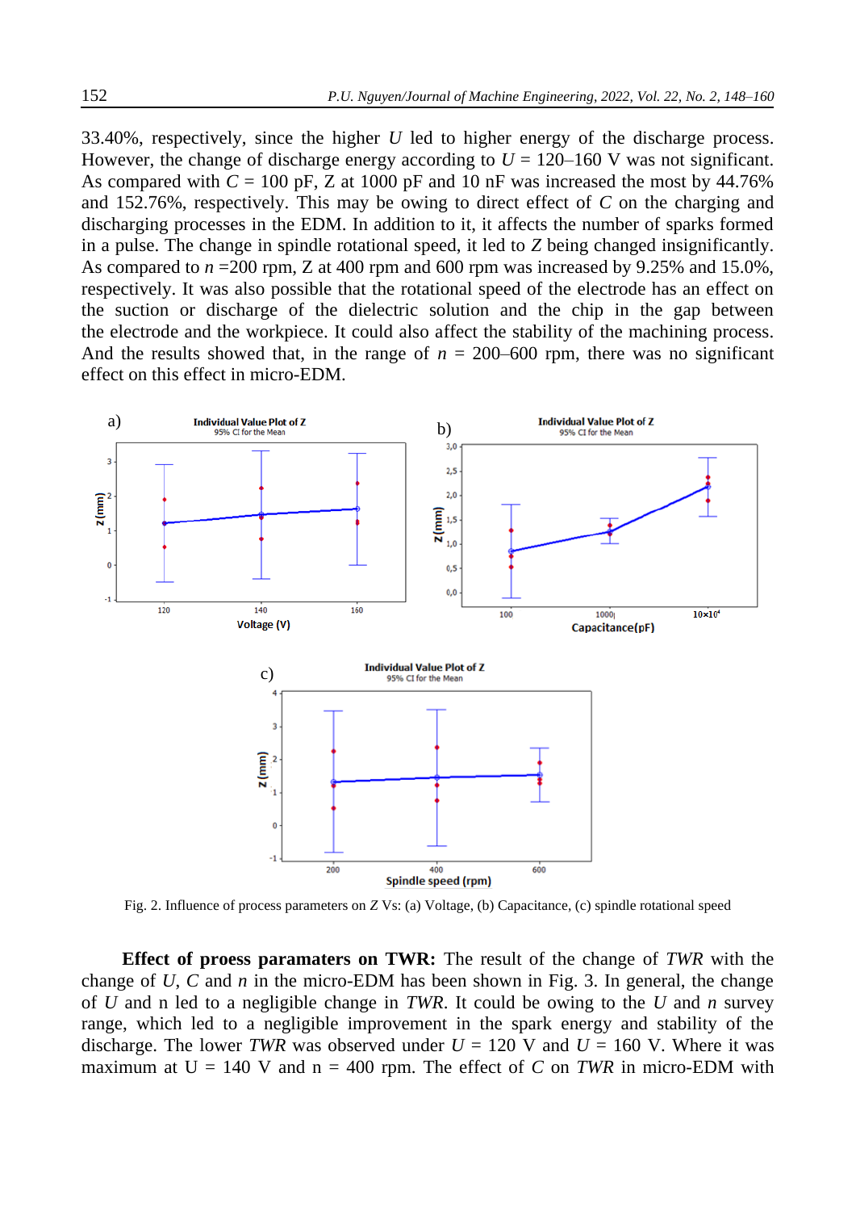33.40%, respectively, since the higher $U$ led to higher energy of the discharge process. However, the change of discharge energy according to $U$ = 120–160 V was not significant. As compared with $C$ = 100 pF, Z at 1000 pF and 10 nF was increased the most by 44.76% and 152.76%, respectively. This may be owing to direct effect of $C$ on the charging and discharging processes in the EDM. In addition to it, it affects the number of sparks formed in a pulse. The change in spindle rotational speed, it led to $Z$ being changed insignificantly. As compared to $n$ =200 rpm, Z at 400 rpm and 600 rpm was increased by 9.25% and 15.0%, respectively. It was also possible that the rotational speed of the electrode has an effect on the suction or discharge of the dielectric solution and the chip in the gap between the electrode and the workpiece. It could also affect the stability of the machining process. And the results showed that, in the range of $n$ = 200–600 rpm, there was no significant effect on this effect in micro-EDM.

Fig. 2. Influence of process parameters on $Z$ Vs: (a) Voltage, (b) Capacitance, (c) spindle rotational speed

**Effect of prоess paramaters on TWR:** The result of the change of $TWR$ with the change of $U$, $C$ and $n$ in the micro-EDM has been shown in Fig. 3. In general, the change of $U$ and n led to a negligible change in $TWR$. It could be owing to the $U$ and $n$ survey range, which led to a negligible improvement in the spark energy and stability of the discharge. The lower $TWR$ was observed under $U$ = 120 V and $U$ = 160 V. Where it was maximum at U = 140 V and n = 400 rpm. The effect of $C$ on $TWR$ in micro-EDM with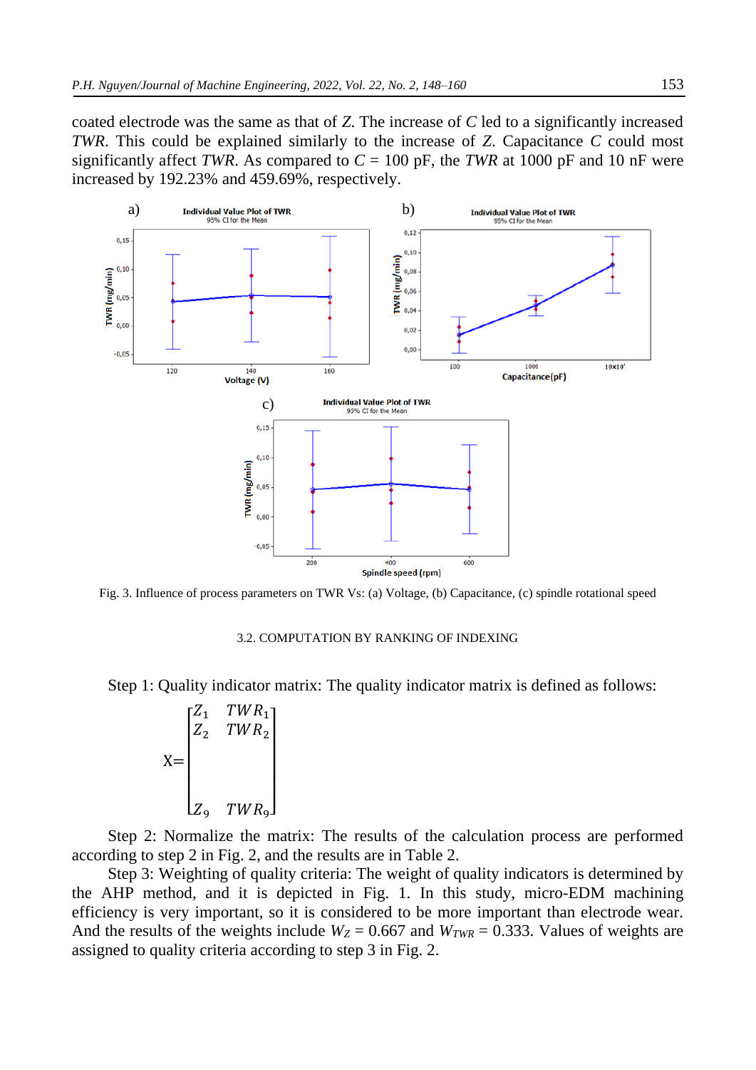coated electrode was the same as that of *Z*. The increase of *C* led to a significantly increased *TWR*. This could be explained similarly to the increase of *Z*. Capacitance *C* could most significantly affect *TWR*. As compared to $C$ = 100 pF, the *TWR* at 1000 pF and 10 nF were increased by 192.23% and 459.69%, respectively.

Fig. 3. Influence of process parameters on TWR Vs: (a) Voltage, (b) Capacitance, (c) spindle rotational speed

### 3.2. COMPUTATION BY RANKING OF INDEXING

Step 1: Quality indicator matrix: The quality indicator matrix is defined as follows:

$$X = \begin{bmatrix} Z_1 & TWR_1 \\ Z_2 & TWR_2 \\ & \\ & \\ Z_9 & TWR_9 \end{bmatrix}$$

Step 2: Normalize the matrix: The results of the calculation process are performed according to step 2 in Fig. 2, and the results are in Table 2.

Step 3: Weighting of quality criteria: The weight of quality indicators is determined by the AHP method, and it is depicted in Fig. 1. In this study, micro-EDM machining efficiency is very important, so it is considered to be more important than electrode wear. And the results of the weights include $W_Z$ = 0.667 and $W_{TWR}$ = 0.333. Values of weights are assigned to quality criteria according to step 3 in Fig. 2.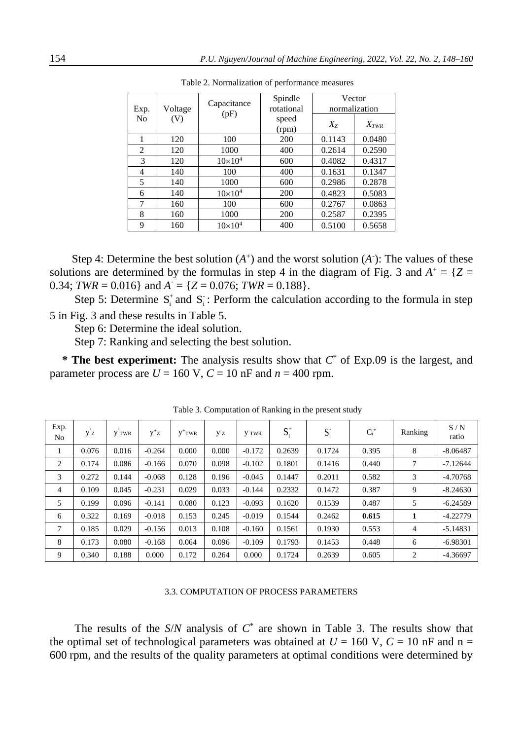Table 2. Normalization of performance measures

| Exp. No | Voltage (V) | Capacitance (pF) | Spindle rotational speed (rpm) | Vector normalization | |
|---|---|---|---|---|---|
| | | | | $X_Z$ | $X_{TWR}$ |
| 1 | 120 | 100 | 200 | 0.1143 | 0.0480 |
| 2 | 120 | 1000 | 400 | 0.2614 | 0.2590 |
| 3 | 120 | $10\times10^4$ | 600 | 0.4082 | 0.4317 |
| 4 | 140 | 100 | 400 | 0.1631 | 0.1347 |
| 5 | 140 | 1000 | 600 | 0.2986 | 0.2878 |
| 6 | 140 | $10\times10^4$ | 200 | 0.4823 | 0.5083 |
| 7 | 160 | 100 | 600 | 0.2767 | 0.0863 |
| 8 | 160 | 1000 | 200 | 0.2587 | 0.2395 |
| 9 | 160 | $10\times10^4$ | 400 | 0.5100 | 0.5658 |

Step 4: Determine the best solution ($A^+$) and the worst solution ($A^-$): The values of these solutions are determined by the formulas in step 4 in the diagram of Fig. 3 and $A^+ = \{Z = 0.34;\ TWR = 0.016\}$ and $A^- = \{Z = 0.076;\ TWR = 0.188\}$.

Step 5: Determine $S_i^+$ and $S_i^-$: Perform the calculation according to the formula in step 5 in Fig. 3 and these results in Table 5.

Step 6: Determine the ideal solution.

Step 7: Ranking and selecting the best solution.

**\* The best experiment:** The analysis results show that $C^*$ of Exp.09 is the largest, and parameter process are $U = 160$ V, $C = 10$ nF and $n = 400$ rpm.

Table 3. Computation of Ranking in the present study

| Exp. No | $y'_Z$ | $y'_{TWR}$ | $y^+_Z$ | $y^+_{TWR}$ | $y^-_Z$ | $y^-_{TWR}$ | $S_i^+$ | $S_i^-$ | $C_i^*$ | Ranking | S / N ratio |
|---|---|---|---|---|---|---|---|---|---|---|---|
| 1 | 0.076 | 0.016 | -0.264 | 0.000 | 0.000 | -0.172 | 0.2639 | 0.1724 | 0.395 | 8 | -8.06487 |
| 2 | 0.174 | 0.086 | -0.166 | 0.070 | 0.098 | -0.102 | 0.1801 | 0.1416 | 0.440 | 7 | -7.12644 |
| 3 | 0.272 | 0.144 | -0.068 | 0.128 | 0.196 | -0.045 | 0.1447 | 0.2011 | 0.582 | 3 | -4.70768 |
| 4 | 0.109 | 0.045 | -0.231 | 0.029 | 0.033 | -0.144 | 0.2332 | 0.1472 | 0.387 | 9 | -8.24630 |
| 5 | 0.199 | 0.096 | -0.141 | 0.080 | 0.123 | -0.093 | 0.1620 | 0.1539 | 0.487 | 5 | -6.24589 |
| 6 | 0.322 | 0.169 | -0.018 | 0.153 | 0.245 | -0.019 | 0.1544 | 0.2462 | **0.615** | **1** | -4.22779 |
| 7 | 0.185 | 0.029 | -0.156 | 0.013 | 0.108 | -0.160 | 0.1561 | 0.1930 | 0.553 | 4 | -5.14831 |
| 8 | 0.173 | 0.080 | -0.168 | 0.064 | 0.096 | -0.109 | 0.1793 | 0.1453 | 0.448 | 6 | -6.98301 |
| 9 | 0.340 | 0.188 | 0.000 | 0.172 | 0.264 | 0.000 | 0.1724 | 0.2639 | 0.605 | 2 | -4.36697 |

### 3.3. COMPUTATION OF PROCESS PARAMETERS

The results of the $S/N$ analysis of $C^*$ are shown in Table 3. The results show that the optimal set of technological parameters was obtained at $U = 160$ V, $C = 10$ nF and n = 600 rpm, and the results of the quality parameters at optimal conditions were determined by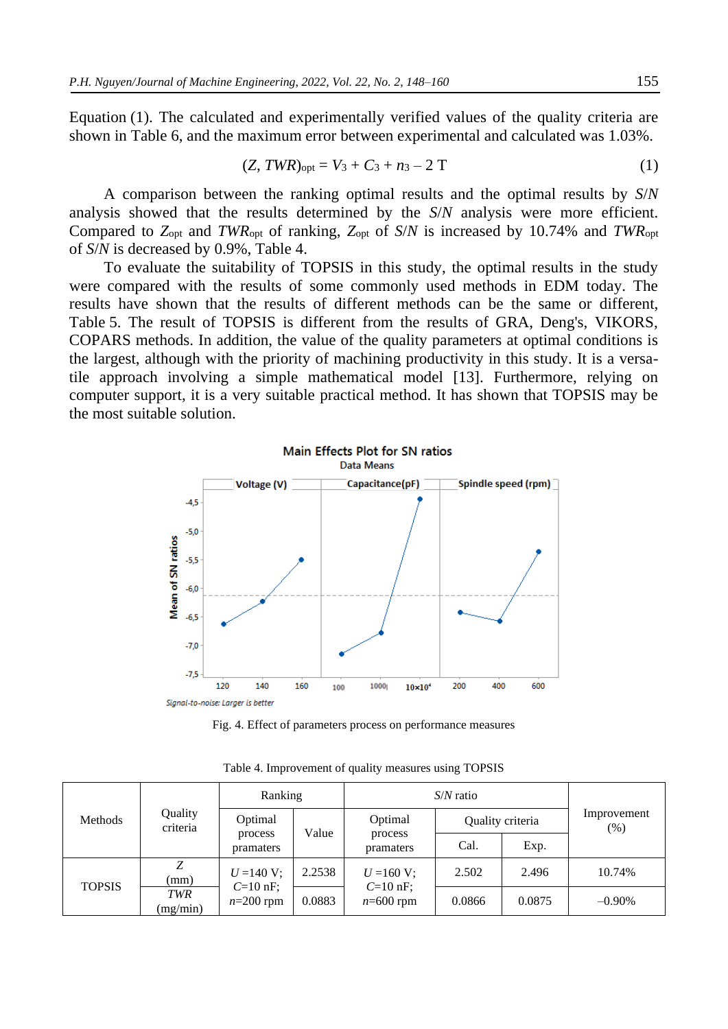Equation (1). The calculated and experimentally verified values of the quality criteria are shown in Table 6, and the maximum error between experimental and calculated was 1.03%.

$$(Z, TWR)_{opt} = V_3 + C_3 + n_3 - 2\,\mathrm{T} \tag{1}$$

A comparison between the ranking optimal results and the optimal results by *S*/*N* analysis showed that the results determined by the *S*/*N* analysis were more efficient. Compared to $Z_{opt}$ and $TWR_{opt}$ of ranking, $Z_{opt}$ of *S*/*N* is increased by 10.74% and $TWR_{opt}$ of *S*/*N* is decreased by 0.9%, Table 4.

To evaluate the suitability of TOPSIS in this study, the optimal results in the study were compared with the results of some commonly used methods in EDM today. The results have shown that the results of different methods can be the same or different, Table 5. The result of TOPSIS is different from the results of GRA, Deng's, VIKORS, COPARS methods. In addition, the value of the quality parameters at optimal conditions is the largest, although with the priority of machining productivity in this study. It is a versatile approach involving a simple mathematical model [13]. Furthermore, relying on computer support, it is a very suitable practical method. It has shown that TOPSIS may be the most suitable solution.

Fig. 4. Effect of parameters process on performance measures

Table 4. Improvement of quality measures using TOPSIS

| Methods | Quality criteria | Ranking | | *S*/*N* ratio | | | Improvement (%) |
|---|---|---|---|---|---|---|---|
| | | Optimal process pramaters | Value | Optimal process pramaters | Quality criteria | | |
| | | | | | Cal. | Exp. | |
| TOPSIS | *Z* (mm) | *U* =140 V; *C*=10 nF; *n*=200 rpm | 2.2538 | *U* =160 V; *C*=10 nF; *n*=600 rpm | 2.502 | 2.496 | 10.74% |
| | *TWR* (mg/min) | | 0.0883 | | 0.0866 | 0.0875 | –0.90% |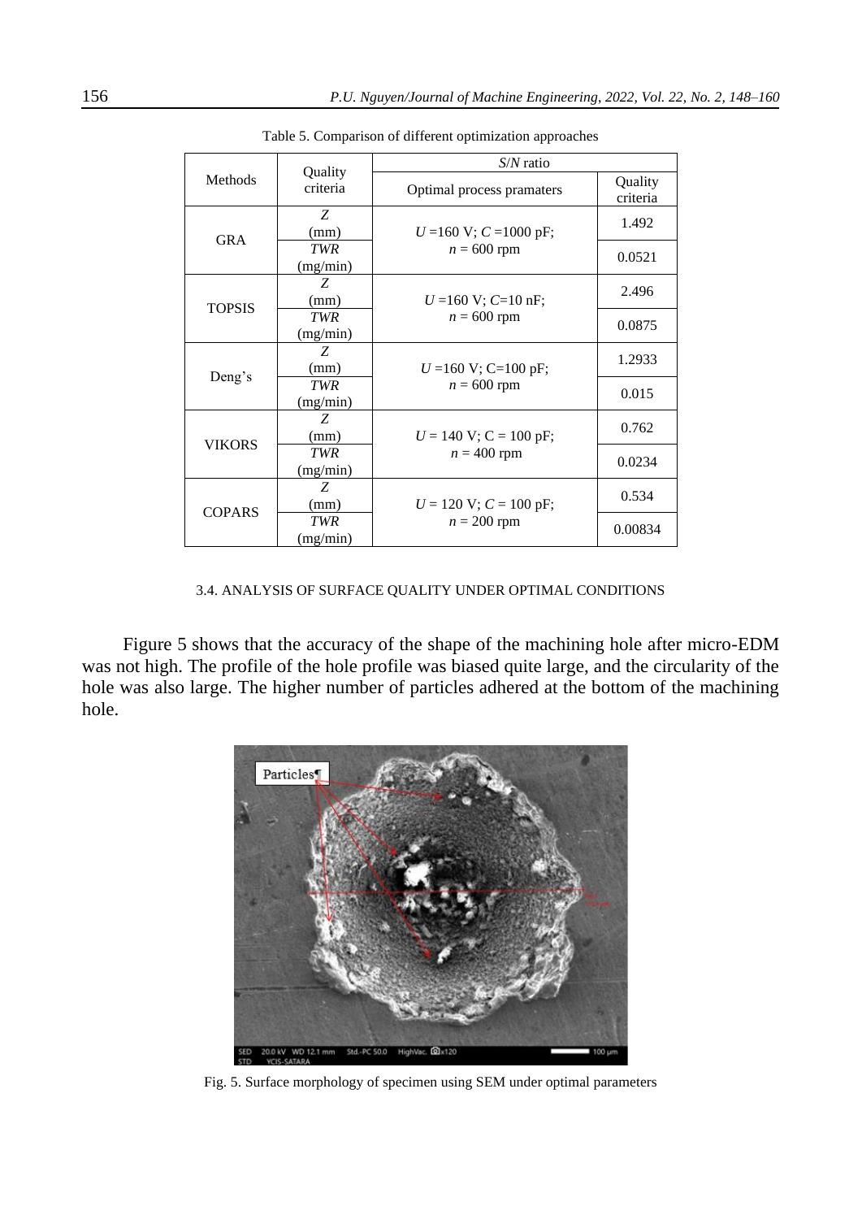Table 5. Comparison of different optimization approaches

| Methods | Quality criteria | S/N ratio | |
|---|---|---|---|
| | | Optimal process pramaters | Quality criteria |
| GRA | $Z$ (mm) | $U$ =160 V; $C$ =1000 pF; $n$ = 600 rpm | 1.492 |
| | $TWR$ (mg/min) | | 0.0521 |
| TOPSIS | $Z$ (mm) | $U$ =160 V; $C$=10 nF; $n$ = 600 rpm | 2.496 |
| | $TWR$ (mg/min) | | 0.0875 |
| Deng's | $Z$ (mm) | $U$ =160 V; C=100 pF; $n$ = 600 rpm | 1.2933 |
| | $TWR$ (mg/min) | | 0.015 |
| VIKORS | $Z$ (mm) | $U$ = 140 V; C = 100 pF; $n$ = 400 rpm | 0.762 |
| | $TWR$ (mg/min) | | 0.0234 |
| COPARS | $Z$ (mm) | $U$ = 120 V; $C$ = 100 pF; $n$ = 200 rpm | 0.534 |
| | $TWR$ (mg/min) | | 0.00834 |

### 3.4. ANALYSIS OF SURFACE QUALITY UNDER OPTIMAL CONDITIONS

Figure 5 shows that the accuracy of the shape of the machining hole after micro-EDM was not high. The profile of the hole profile was biased quite large, and the circularity of the hole was also large. The higher number of particles adhered at the bottom of the machining hole.

Fig. 5. Surface morphology of specimen using SEM under optimal parameters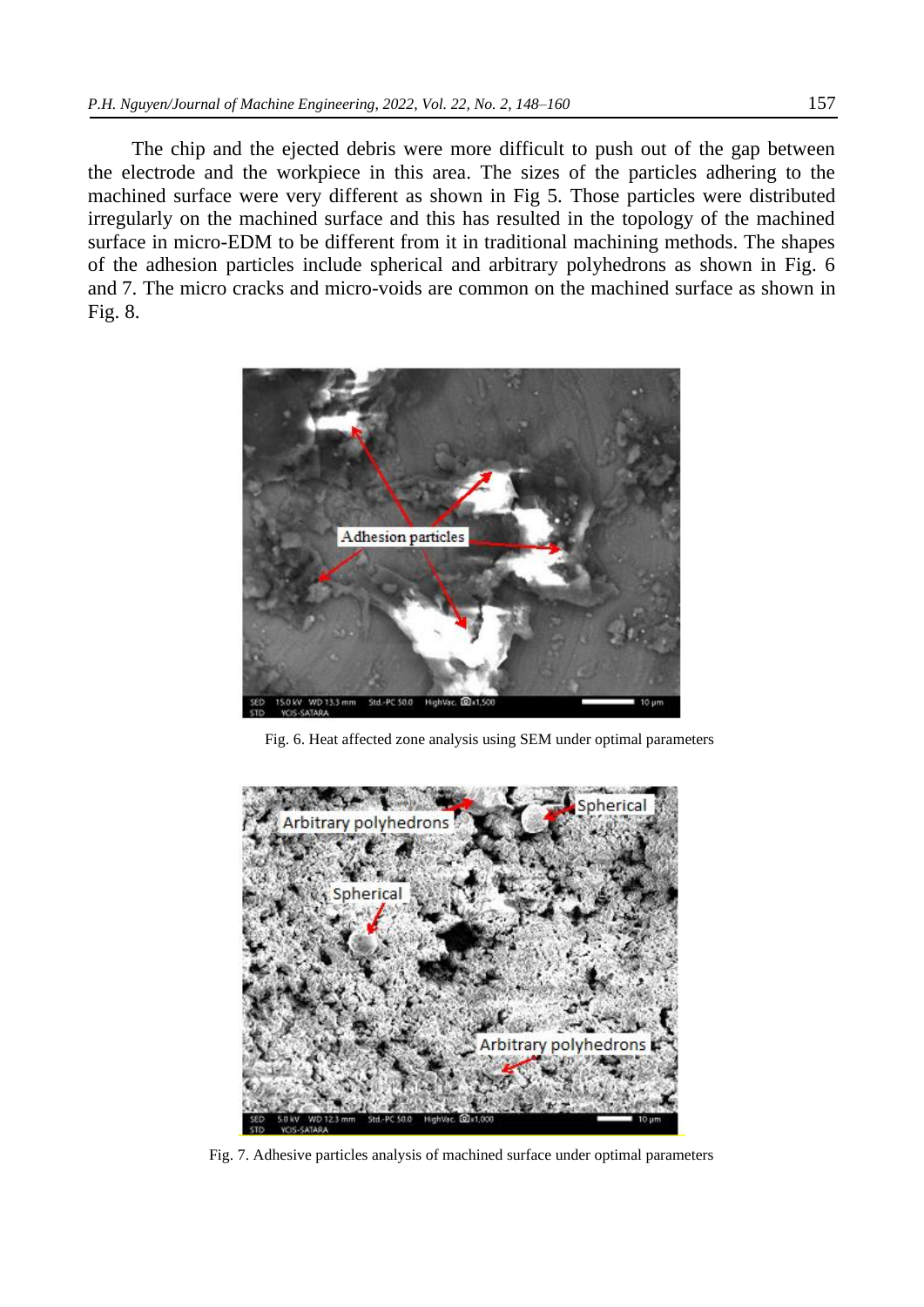The chip and the ejected debris were more difficult to push out of the gap between the electrode and the workpiece in this area. The sizes of the particles adhering to the machined surface were very different as shown in Fig 5. Those particles were distributed irregularly on the machined surface and this has resulted in the topology of the machined surface in micro-EDM to be different from it in traditional machining methods. The shapes of the adhesion particles include spherical and arbitrary polyhedrons as shown in Fig. 6 and 7. The micro cracks and micro-voids are common on the machined surface as shown in Fig. 8.

Fig. 6. Heat affected zone analysis using SEM under optimal parameters

Fig. 7. Adhesive particles analysis of machined surface under optimal parameters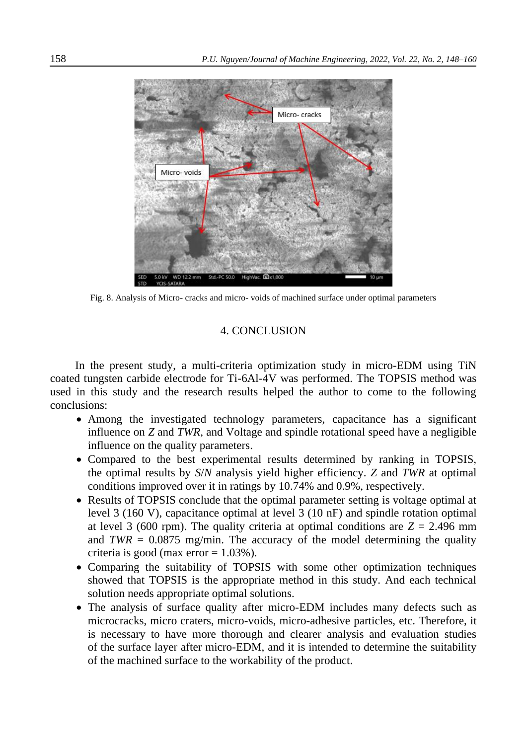Fig. 8. Analysis of Micro- cracks and micro- voids of machined surface under optimal parameters

## 4. CONCLUSION

In the present study, a multi-criteria optimization study in micro-EDM using TiN coated tungsten carbide electrode for Ti-6Al-4V was performed. The TOPSIS method was used in this study and the research results helped the author to come to the following conclusions:

- Among the investigated technology parameters, capacitance has a significant influence on $Z$ and $TWR$, and Voltage and spindle rotational speed have a negligible influence on the quality parameters.
- Compared to the best experimental results determined by ranking in TOPSIS, the optimal results by $S/N$ analysis yield higher efficiency. $Z$ and $TWR$ at optimal conditions improved over it in ratings by 10.74% and 0.9%, respectively.
- Results of TOPSIS conclude that the optimal parameter setting is voltage optimal at level 3 (160 V), capacitance optimal at level 3 (10 nF) and spindle rotation optimal at level 3 (600 rpm). The quality criteria at optimal conditions are $Z = 2.496$ mm and $TWR = 0.0875$ mg/min. The accuracy of the model determining the quality criteria is good (max error = 1.03%).
- Comparing the suitability of TOPSIS with some other optimization techniques showed that TOPSIS is the appropriate method in this study. And each technical solution needs appropriate optimal solutions.
- The analysis of surface quality after micro-EDM includes many defects such as microcracks, micro craters, micro-voids, micro-adhesive particles, etc. Therefore, it is necessary to have more thorough and clearer analysis and evaluation studies of the surface layer after micro-EDM, and it is intended to determine the suitability of the machined surface to the workability of the product.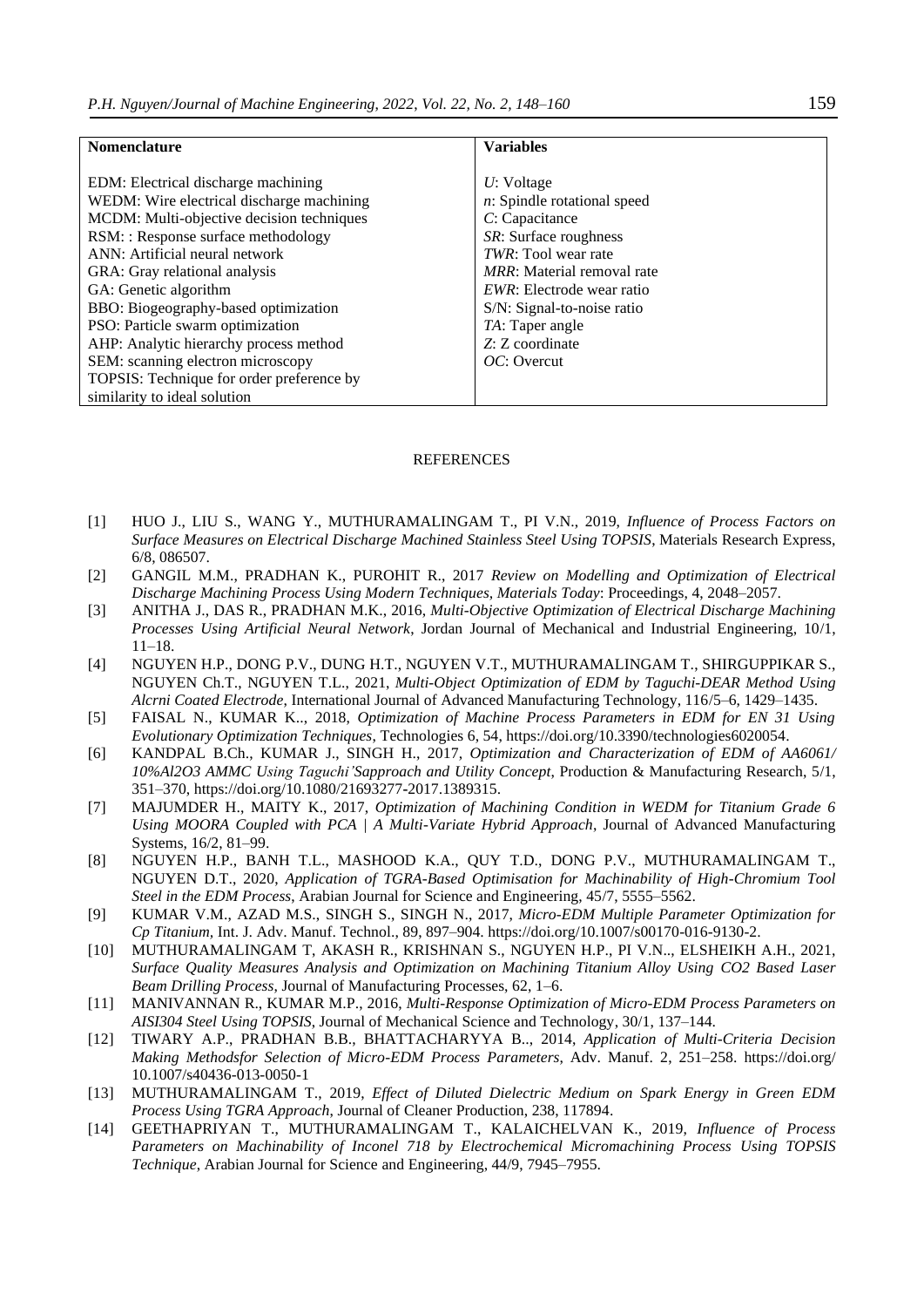| Nomenclature | Variables |
|---|---|
| EDM: Electrical discharge machining | *U*: Voltage |
| WEDM: Wire electrical discharge machining | *n*: Spindle rotational speed |
| MCDM: Multi-objective decision techniques | *C*: Capacitance |
| RSM: : Response surface methodology | *SR*: Surface roughness |
| ANN: Artificial neural network | *TWR*: Tool wear rate |
| GRA: Gray relational analysis | *MRR*: Material removal rate |
| GA: Genetic algorithm | *EWR*: Electrode wear ratio |
| BBO: Biogeography-based optimization | S/N: Signal-to-noise ratio |
| PSO: Particle swarm optimization | *TA*: Taper angle |
| AHP: Analytic hierarchy process method | *Z*: Z coordinate |
| SEM: scanning electron microscopy | *OC*: Overcut |
| TOPSIS: Technique for order preference by similarity to ideal solution | |

## REFERENCES

[1] HUO J., LIU S., WANG Y., MUTHURAMALINGAM T., PI V.N., 2019, *Influence of Process Factors on Surface Measures on Electrical Discharge Machined Stainless Steel Using TOPSIS*, Materials Research Express, 6/8, 086507.

[2] GANGIL M.M., PRADHAN K., PUROHIT R., 2017 *Review on Modelling and Optimization of Electrical Discharge Machining Process Using Modern Techniques*, *Materials Today*: Proceedings, 4, 2048–2057.

[3] ANITHA J., DAS R., PRADHAN M.K., 2016, *Multi-Objective Optimization of Electrical Discharge Machining Processes Using Artificial Neural Network*, Jordan Journal of Mechanical and Industrial Engineering, 10/1, 11–18.

[4] NGUYEN H.P., DONG P.V., DUNG H.T., NGUYEN V.T., MUTHURAMALINGAM T., SHIRGUPPIKAR S., NGUYEN Ch.T., NGUYEN T.L., 2021, *Multi-Object Optimization of EDM by Taguchi-DEAR Method Using Alcrni Coated Electrode*, International Journal of Advanced Manufacturing Technology, 116/5–6, 1429–1435.

[5] FAISAL N., KUMAR K.., 2018, *Optimization of Machine Process Parameters in EDM for EN 31 Using Evolutionary Optimization Techniques*, Technologies 6, 54, https://doi.org/10.3390/technologies6020054.

[6] KANDPAL B.Ch., KUMAR J., SINGH H., 2017, *Optimization and Characterization of EDM of AA6061/ 10%Al2O3 AMMC Using Taguchi'Sapproach and Utility Concept*, Production & Manufacturing Research, 5/1, 351–370, https://doi.org/10.1080/21693277-2017.1389315.

[7] MAJUMDER H., MAITY K., 2017, *Optimization of Machining Condition in WEDM for Titanium Grade 6 Using MOORA Coupled with PCA | A Multi-Variate Hybrid Approach*, Journal of Advanced Manufacturing Systems, 16/2, 81–99.

[8] NGUYEN H.P., BANH T.L., MASHOOD K.A., QUY T.D., DONG P.V., MUTHURAMALINGAM T., NGUYEN D.T., 2020, *Application of TGRA-Based Optimisation for Machinability of High-Chromium Tool Steel in the EDM Process*, Arabian Journal for Science and Engineering, 45/7, 5555–5562.

[9] KUMAR V.M., AZAD M.S., SINGH S., SINGH N., 2017, *Micro-EDM Multiple Parameter Optimization for Cp Titanium*, Int. J. Adv. Manuf. Technol., 89, 897–904. https://doi.org/10.1007/s00170-016-9130-2.

[10] MUTHURAMALINGAM T, AKASH R., KRISHNAN S., NGUYEN H.P., PI V.N.., ELSHEIKH A.H., 2021, *Surface Quality Measures Analysis and Optimization on Machining Titanium Alloy Using CO2 Based Laser Beam Drilling Process*, Journal of Manufacturing Processes, 62, 1–6.

[11] MANIVANNAN R., KUMAR M.P., 2016, *Multi-Response Optimization of Micro-EDM Process Parameters on AISI304 Steel Using TOPSIS*, Journal of Mechanical Science and Technology, 30/1, 137–144.

[12] TIWARY A.P., PRADHAN B.B., BHATTACHARYYA B.., 2014, *Application of Multi-Criteria Decision Making Methodsfor Selection of Micro-EDM Process Parameters*, Adv. Manuf. 2, 251–258. https://doi.org/ 10.1007/s40436-013-0050-1

[13] MUTHURAMALINGAM T., 2019, *Effect of Diluted Dielectric Medium on Spark Energy in Green EDM Process Using TGRA Approach*, Journal of Cleaner Production, 238, 117894.

[14] GEETHAPRIYAN T., MUTHURAMALINGAM T., KALAICHELVAN K., 2019, *Influence of Process Parameters on Machinability of Inconel 718 by Electrochemical Micromachining Process Using TOPSIS Technique*, Arabian Journal for Science and Engineering, 44/9, 7945–7955.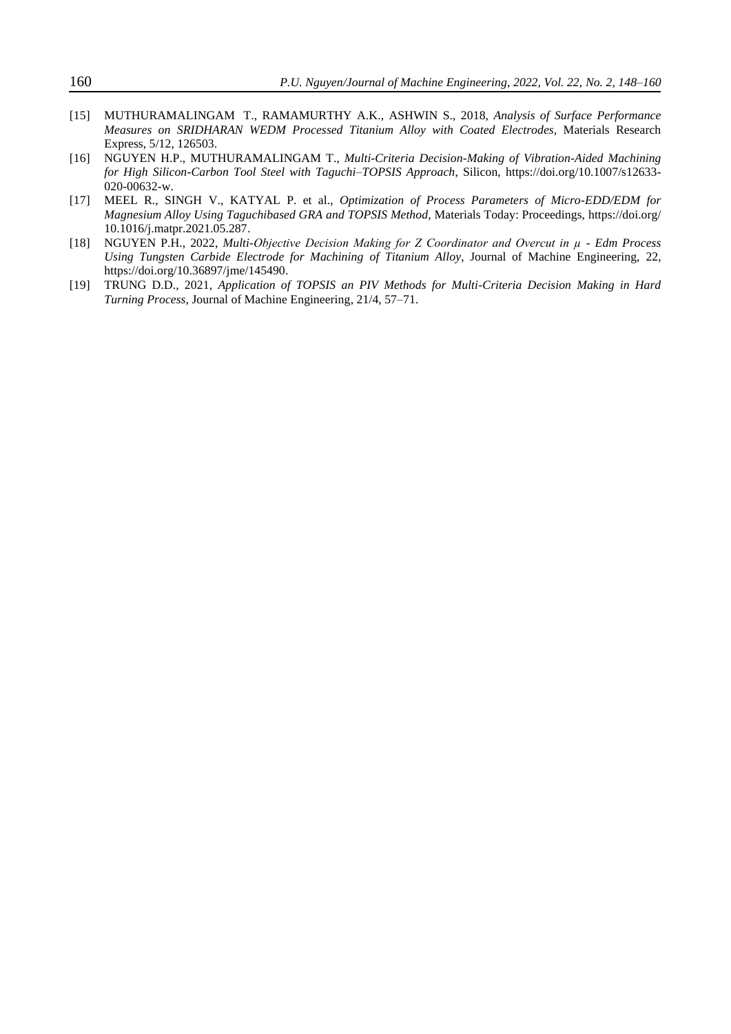[15] MUTHURAMALINGAM T., RAMAMURTHY A.K., ASHWIN S., 2018, *Analysis of Surface Performance Measures on SRIDHARAN WEDM Processed Titanium Alloy with Coated Electrodes*, Materials Research Express, 5/12, 126503.

[16] NGUYEN H.P., MUTHURAMALINGAM T., *Multi-Criteria Decision-Making of Vibration-Aided Machining for High Silicon-Carbon Tool Steel with Taguchi–TOPSIS Approach*, Silicon, https://doi.org/10.1007/s12633-020-00632-w.

[17] MEEL R., SINGH V., KATYAL P. et al., *Optimization of Process Parameters of Micro-EDD/EDM for Magnesium Alloy Using Taguchibased GRA and TOPSIS Method*, Materials Today: Proceedings, https://doi.org/10.1016/j.matpr.2021.05.287.

[18] NGUYEN P.H., 2022, *Multi-Objective Decision Making for Z Coordinator and Overcut in μ - Edm Process Using Tungsten Carbide Electrode for Machining of Titanium Alloy*, Journal of Machine Engineering, 22, https://doi.org/10.36897/jme/145490.

[19] TRUNG D.D., 2021, *Application of TOPSIS an PIV Methods for Multi-Criteria Decision Making in Hard Turning Process*, Journal of Machine Engineering, 21/4, 57–71.